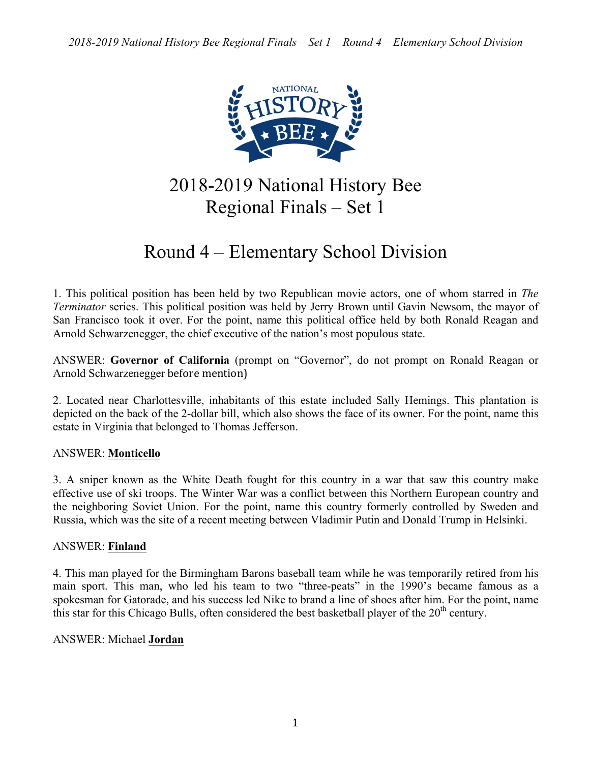# 2018-2019 National History Bee Regional Finals – Set 1

## Round 4 – Elementary School Division

1. This political position has been held by two Republican movie actors, one of whom starred in *The Terminator* series. This political position was held by Jerry Brown until Gavin Newsom, the mayor of San Francisco took it over. For the point, name this political office held by both Ronald Reagan and Arnold Schwarzenegger, the chief executive of the nation's most populous state.

ANSWER: **<u>Governor of California</u>** (prompt on "Governor", do not prompt on Ronald Reagan or Arnold Schwarzenegger before mention)

2. Located near Charlottesville, inhabitants of this estate included Sally Hemings. This plantation is depicted on the back of the 2-dollar bill, which also shows the face of its owner. For the point, name this estate in Virginia that belonged to Thomas Jefferson.

ANSWER: **<u>Monticello</u>**

3. A sniper known as the White Death fought for this country in a war that saw this country make effective use of ski troops. The Winter War was a conflict between this Northern European country and the neighboring Soviet Union. For the point, name this country formerly controlled by Sweden and Russia, which was the site of a recent meeting between Vladimir Putin and Donald Trump in Helsinki.

ANSWER: **<u>Finland</u>**

4. This man played for the Birmingham Barons baseball team while he was temporarily retired from his main sport. This man, who led his team to two "three-peats" in the 1990's became famous as a spokesman for Gatorade, and his success led Nike to brand a line of shoes after him. For the point, name this star for this Chicago Bulls, often considered the best basketball player of the 20th century.

ANSWER: Michael **<u>Jordan</u>**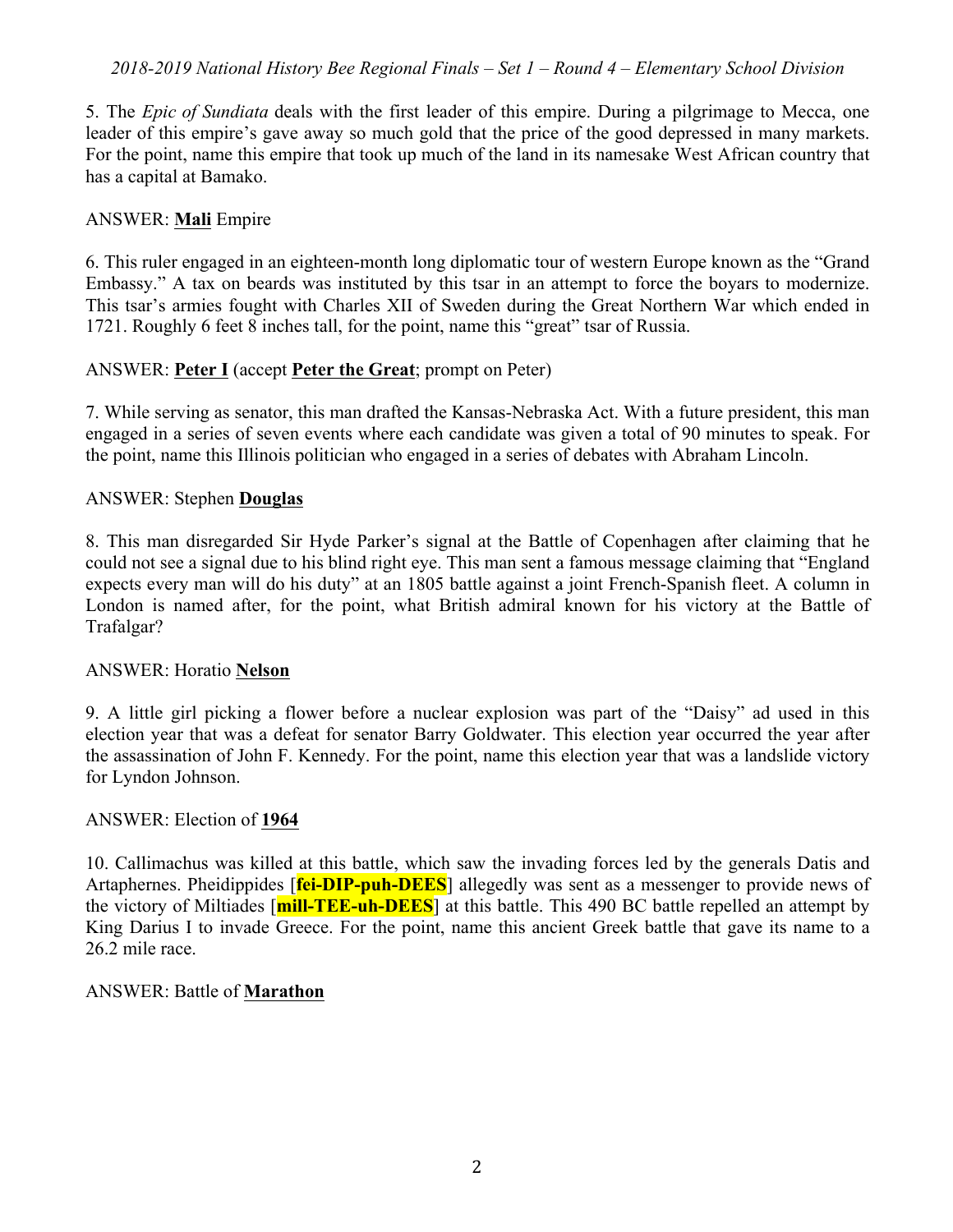5. The *Epic of Sundiata* deals with the first leader of this empire. During a pilgrimage to Mecca, one leader of this empire's gave away so much gold that the price of the good depressed in many markets. For the point, name this empire that took up much of the land in its namesake West African country that has a capital at Bamako.

ANSWER: **Mali** Empire

6. This ruler engaged in an eighteen-month long diplomatic tour of western Europe known as the "Grand Embassy." A tax on beards was instituted by this tsar in an attempt to force the boyars to modernize. This tsar's armies fought with Charles XII of Sweden during the Great Northern War which ended in 1721. Roughly 6 feet 8 inches tall, for the point, name this "great" tsar of Russia.

ANSWER: **Peter I** (accept **Peter the Great**; prompt on Peter)

7. While serving as senator, this man drafted the Kansas-Nebraska Act. With a future president, this man engaged in a series of seven events where each candidate was given a total of 90 minutes to speak. For the point, name this Illinois politician who engaged in a series of debates with Abraham Lincoln.

ANSWER: Stephen **Douglas**

8. This man disregarded Sir Hyde Parker's signal at the Battle of Copenhagen after claiming that he could not see a signal due to his blind right eye. This man sent a famous message claiming that "England expects every man will do his duty" at an 1805 battle against a joint French-Spanish fleet. A column in London is named after, for the point, what British admiral known for his victory at the Battle of Trafalgar?

ANSWER: Horatio **Nelson**

9. A little girl picking a flower before a nuclear explosion was part of the "Daisy" ad used in this election year that was a defeat for senator Barry Goldwater. This election year occurred the year after the assassination of John F. Kennedy. For the point, name this election year that was a landslide victory for Lyndon Johnson.

ANSWER: Election of **1964**

10. Callimachus was killed at this battle, which saw the invading forces led by the generals Datis and Artaphernes. Pheidippides [**fei-DIP-puh-DEES**] allegedly was sent as a messenger to provide news of the victory of Miltiades [**mill-TEE-uh-DEES**] at this battle. This 490 BC battle repelled an attempt by King Darius I to invade Greece. For the point, name this ancient Greek battle that gave its name to a 26.2 mile race.

ANSWER: Battle of **Marathon**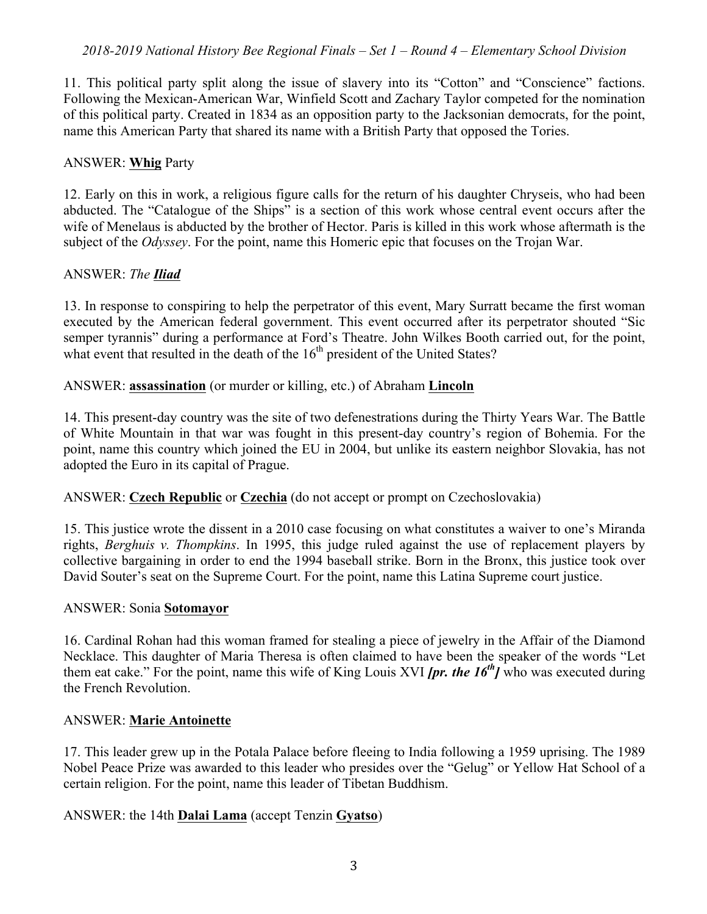11. This political party split along the issue of slavery into its "Cotton" and "Conscience" factions. Following the Mexican-American War, Winfield Scott and Zachary Taylor competed for the nomination of this political party. Created in 1834 as an opposition party to the Jacksonian democrats, for the point, name this American Party that shared its name with a British Party that opposed the Tories.

ANSWER: **Whig** Party

12. Early on this in work, a religious figure calls for the return of his daughter Chryseis, who had been abducted. The "Catalogue of the Ships" is a section of this work whose central event occurs after the wife of Menelaus is abducted by the brother of Hector. Paris is killed in this work whose aftermath is the subject of the *Odyssey*. For the point, name this Homeric epic that focuses on the Trojan War.

ANSWER: *The **Iliad***

13. In response to conspiring to help the perpetrator of this event, Mary Surratt became the first woman executed by the American federal government. This event occurred after its perpetrator shouted "Sic semper tyrannis" during a performance at Ford's Theatre. John Wilkes Booth carried out, for the point, what event that resulted in the death of the 16th president of the United States?

ANSWER: **assassination** (or murder or killing, etc.) of Abraham **Lincoln**

14. This present-day country was the site of two defenestrations during the Thirty Years War. The Battle of White Mountain in that war was fought in this present-day country's region of Bohemia. For the point, name this country which joined the EU in 2004, but unlike its eastern neighbor Slovakia, has not adopted the Euro in its capital of Prague.

ANSWER: **Czech Republic** or **Czechia** (do not accept or prompt on Czechoslovakia)

15. This justice wrote the dissent in a 2010 case focusing on what constitutes a waiver to one's Miranda rights, *Berghuis v. Thompkins*. In 1995, this judge ruled against the use of replacement players by collective bargaining in order to end the 1994 baseball strike. Born in the Bronx, this justice took over David Souter's seat on the Supreme Court. For the point, name this Latina Supreme court justice.

ANSWER: Sonia **Sotomayor**

16. Cardinal Rohan had this woman framed for stealing a piece of jewelry in the Affair of the Diamond Necklace. This daughter of Maria Theresa is often claimed to have been the speaker of the words "Let them eat cake." For the point, name this wife of King Louis XVI ***[pr. the 16th]*** who was executed during the French Revolution.

ANSWER: **Marie Antoinette**

17. This leader grew up in the Potala Palace before fleeing to India following a 1959 uprising. The 1989 Nobel Peace Prize was awarded to this leader who presides over the "Gelug" or Yellow Hat School of a certain religion. For the point, name this leader of Tibetan Buddhism.

ANSWER: the 14th **Dalai Lama** (accept Tenzin **Gyatso**)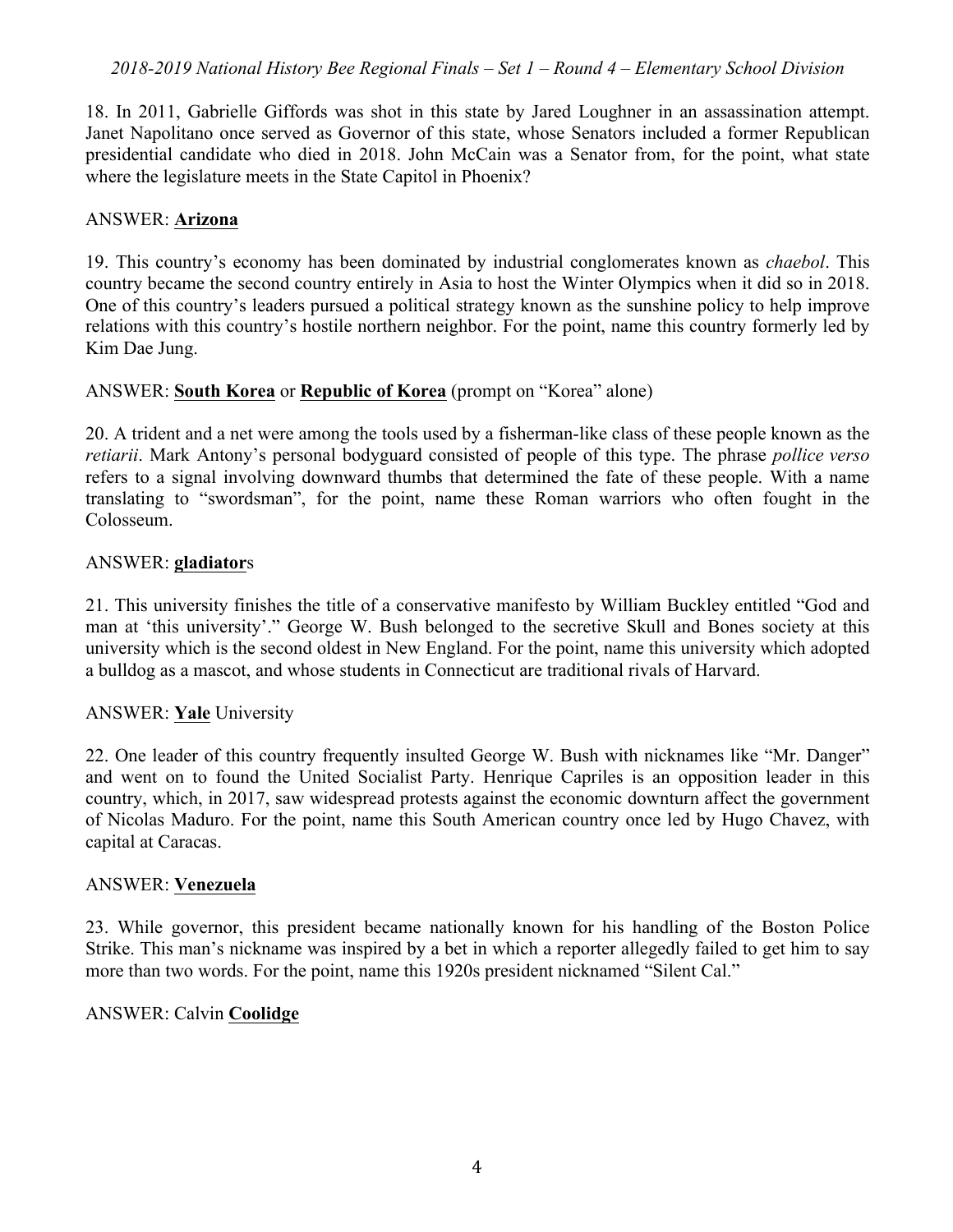18. In 2011, Gabrielle Giffords was shot in this state by Jared Loughner in an assassination attempt. Janet Napolitano once served as Governor of this state, whose Senators included a former Republican presidential candidate who died in 2018. John McCain was a Senator from, for the point, what state where the legislature meets in the State Capitol in Phoenix?

ANSWER: **Arizona**

19. This country's economy has been dominated by industrial conglomerates known as *chaebol*. This country became the second country entirely in Asia to host the Winter Olympics when it did so in 2018. One of this country's leaders pursued a political strategy known as the sunshine policy to help improve relations with this country's hostile northern neighbor. For the point, name this country formerly led by Kim Dae Jung.

ANSWER: **South Korea** or **Republic of Korea** (prompt on "Korea" alone)

20. A trident and a net were among the tools used by a fisherman-like class of these people known as the *retiarii*. Mark Antony's personal bodyguard consisted of people of this type. The phrase *pollice verso* refers to a signal involving downward thumbs that determined the fate of these people. With a name translating to "swordsman", for the point, name these Roman warriors who often fought in the Colosseum.

ANSWER: **gladiator**s

21. This university finishes the title of a conservative manifesto by William Buckley entitled "God and man at 'this university'." George W. Bush belonged to the secretive Skull and Bones society at this university which is the second oldest in New England. For the point, name this university which adopted a bulldog as a mascot, and whose students in Connecticut are traditional rivals of Harvard.

ANSWER: **Yale** University

22. One leader of this country frequently insulted George W. Bush with nicknames like "Mr. Danger" and went on to found the United Socialist Party. Henrique Capriles is an opposition leader in this country, which, in 2017, saw widespread protests against the economic downturn affect the government of Nicolas Maduro. For the point, name this South American country once led by Hugo Chavez, with capital at Caracas.

ANSWER: **Venezuela**

23. While governor, this president became nationally known for his handling of the Boston Police Strike. This man's nickname was inspired by a bet in which a reporter allegedly failed to get him to say more than two words. For the point, name this 1920s president nicknamed "Silent Cal."

ANSWER: Calvin **Coolidge**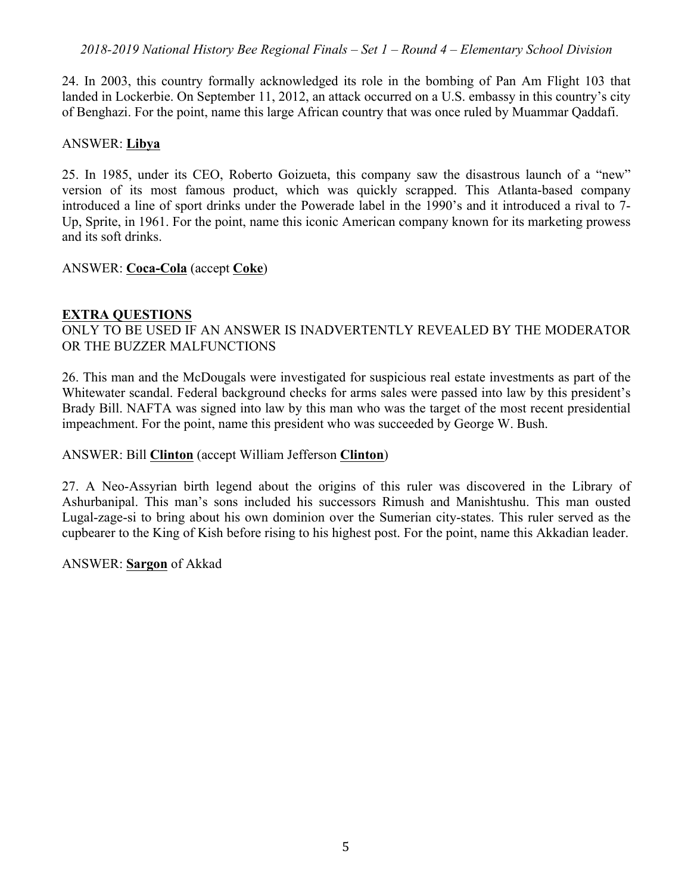24. In 2003, this country formally acknowledged its role in the bombing of Pan Am Flight 103 that landed in Lockerbie. On September 11, 2012, an attack occurred on a U.S. embassy in this country's city of Benghazi. For the point, name this large African country that was once ruled by Muammar Qaddafi.

ANSWER: **Libya**

25. In 1985, under its CEO, Roberto Goizueta, this company saw the disastrous launch of a "new" version of its most famous product, which was quickly scrapped. This Atlanta-based company introduced a line of sport drinks under the Powerade label in the 1990's and it introduced a rival to 7-Up, Sprite, in 1961. For the point, name this iconic American company known for its marketing prowess and its soft drinks.

ANSWER: **Coca-Cola** (accept **Coke**)

## EXTRA QUESTIONS

ONLY TO BE USED IF AN ANSWER IS INADVERTENTLY REVEALED BY THE MODERATOR OR THE BUZZER MALFUNCTIONS

26. This man and the McDougals were investigated for suspicious real estate investments as part of the Whitewater scandal. Federal background checks for arms sales were passed into law by this president's Brady Bill. NAFTA was signed into law by this man who was the target of the most recent presidential impeachment. For the point, name this president who was succeeded by George W. Bush.

ANSWER: Bill **Clinton** (accept William Jefferson **Clinton**)

27. A Neo-Assyrian birth legend about the origins of this ruler was discovered in the Library of Ashurbanipal. This man's sons included his successors Rimush and Manishtushu. This man ousted Lugal-zage-si to bring about his own dominion over the Sumerian city-states. This ruler served as the cupbearer to the King of Kish before rising to his highest post. For the point, name this Akkadian leader.

ANSWER: **Sargon** of Akkad